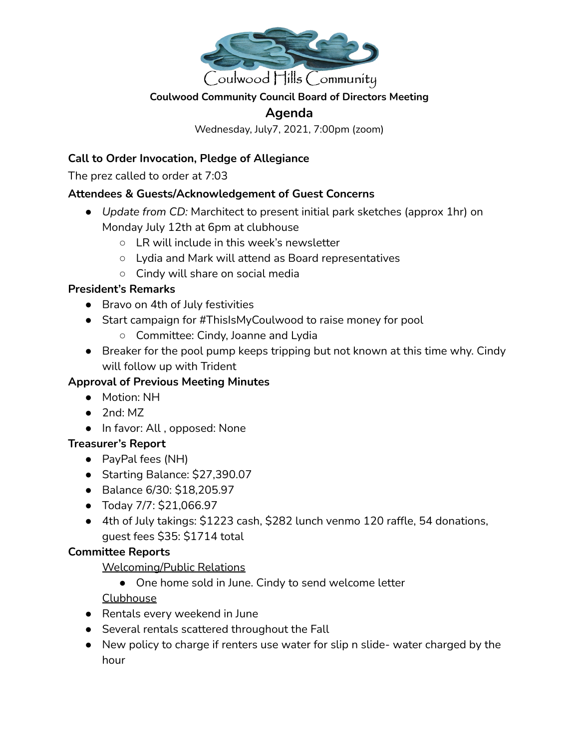Coulwood Hills Community

**Coulwood Community Council Board of Directors Meeting**

## Agenda

Wednesday, July7, 2021, 7:00pm (zoom)

**Call to Order Invocation, Pledge of Allegiance**

The prez called to order at 7:03

**Attendees & Guests/Acknowledgement of Guest Concerns**

- *Update from CD:* Marchitect to present initial park sketches (approx 1hr) on Monday July 12th at 6pm at clubhouse
  - LR will include in this week's newsletter
  - Lydia and Mark will attend as Board representatives
  - Cindy will share on social media

**President's Remarks**

- Bravo on 4th of July festivities
- Start campaign for #ThisIsMyCoulwood to raise money for pool
  - Committee: Cindy, Joanne and Lydia
- Breaker for the pool pump keeps tripping but not known at this time why. Cindy will follow up with Trident

**Approval of Previous Meeting Minutes**

- Motion: NH
- 2nd: MZ
- In favor: All , opposed: None

**Treasurer's Report**

- PayPal fees (NH)
- Starting Balance: $27,390.07
- Balance 6/30: $18,205.97
- Today 7/7: $21,066.97
- 4th of July takings: $1223 cash, $282 lunch venmo 120 raffle, 54 donations, guest fees $35: $1714 total

**Committee Reports**

<u>Welcoming/Public Relations</u>

- One home sold in June. Cindy to send welcome letter

<u>Clubhouse</u>

- Rentals every weekend in June
- Several rentals scattered throughout the Fall
- New policy to charge if renters use water for slip n slide- water charged by the hour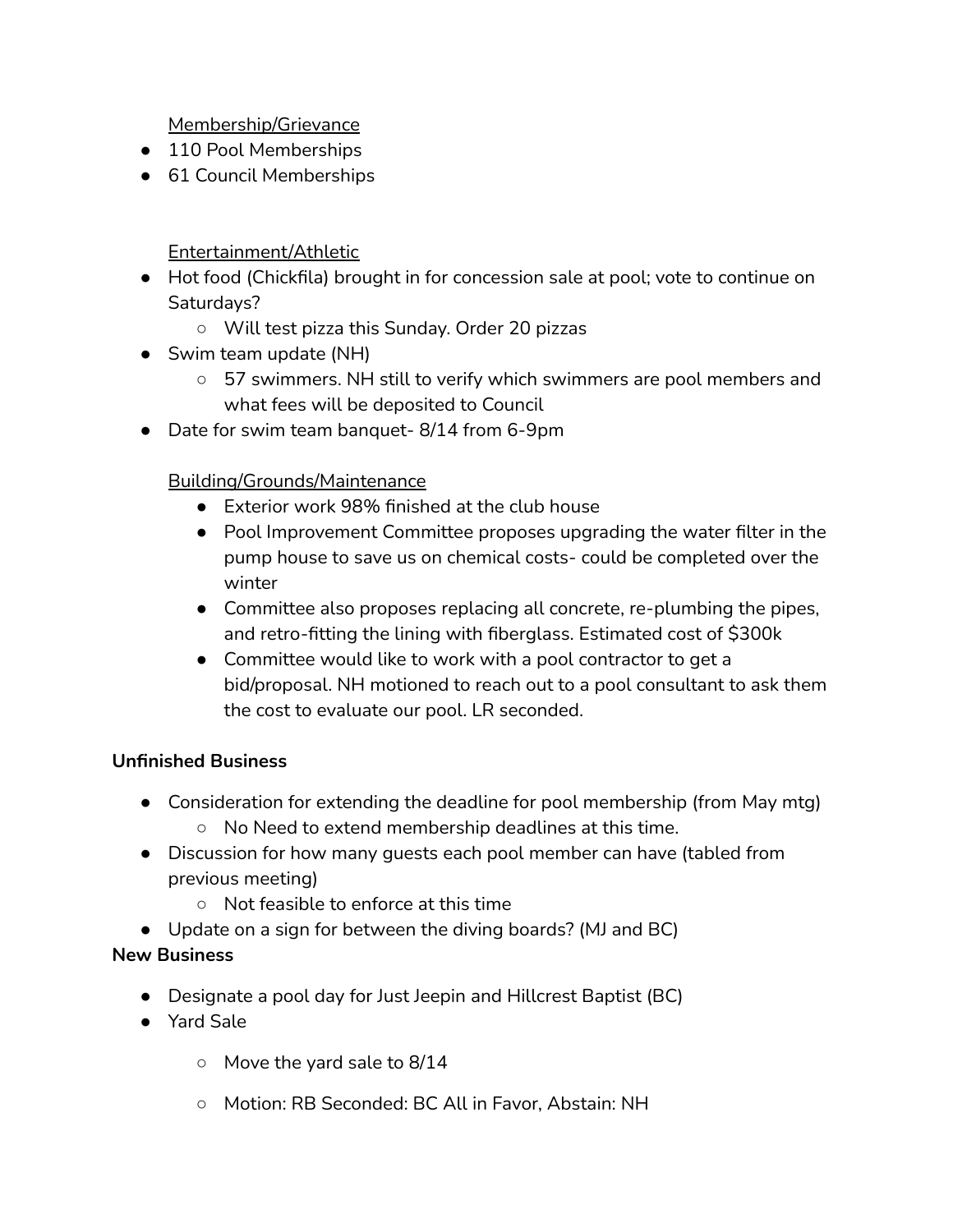<u>Membership/Grievance</u>

- 110 Pool Memberships
- 61 Council Memberships

<u>Entertainment/Athletic</u>

- Hot food (Chickfila) brought in for concession sale at pool; vote to continue on Saturdays?
  - Will test pizza this Sunday. Order 20 pizzas
- Swim team update (NH)
  - 57 swimmers. NH still to verify which swimmers are pool members and what fees will be deposited to Council
- Date for swim team banquet- 8/14 from 6-9pm

<u>Building/Grounds/Maintenance</u>

- Exterior work 98% finished at the club house
- Pool Improvement Committee proposes upgrading the water filter in the pump house to save us on chemical costs- could be completed over the winter
- Committee also proposes replacing all concrete, re-plumbing the pipes, and retro-fitting the lining with fiberglass. Estimated cost of $300k
- Committee would like to work with a pool contractor to get a bid/proposal. NH motioned to reach out to a pool consultant to ask them the cost to evaluate our pool. LR seconded.

**Unfinished Business**

- Consideration for extending the deadline for pool membership (from May mtg)
  - No Need to extend membership deadlines at this time.
- Discussion for how many guests each pool member can have (tabled from previous meeting)
  - Not feasible to enforce at this time
- Update on a sign for between the diving boards? (MJ and BC)

**New Business**

- Designate a pool day for Just Jeepin and Hillcrest Baptist (BC)
- Yard Sale
  - Move the yard sale to 8/14
  - Motion: RB Seconded: BC All in Favor, Abstain: NH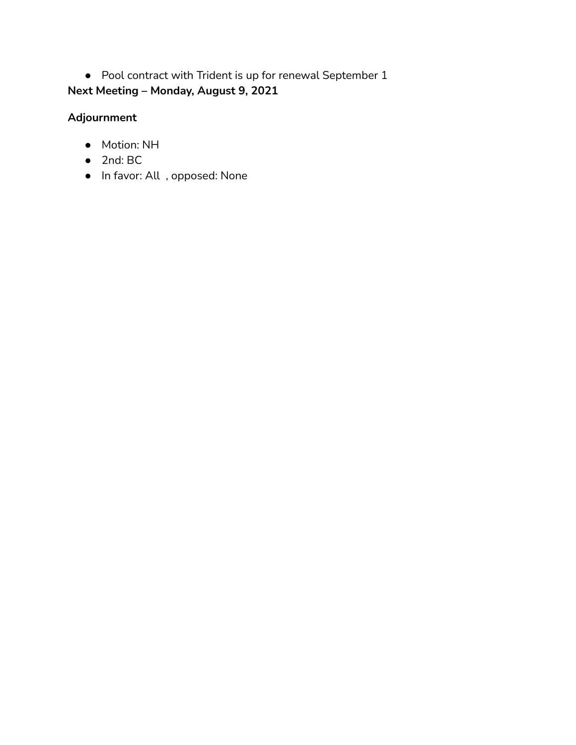- Pool contract with Trident is up for renewal September 1

**Next Meeting – Monday, August 9, 2021**

**Adjournment**

- Motion: NH
- 2nd: BC
- In favor: All , opposed: None